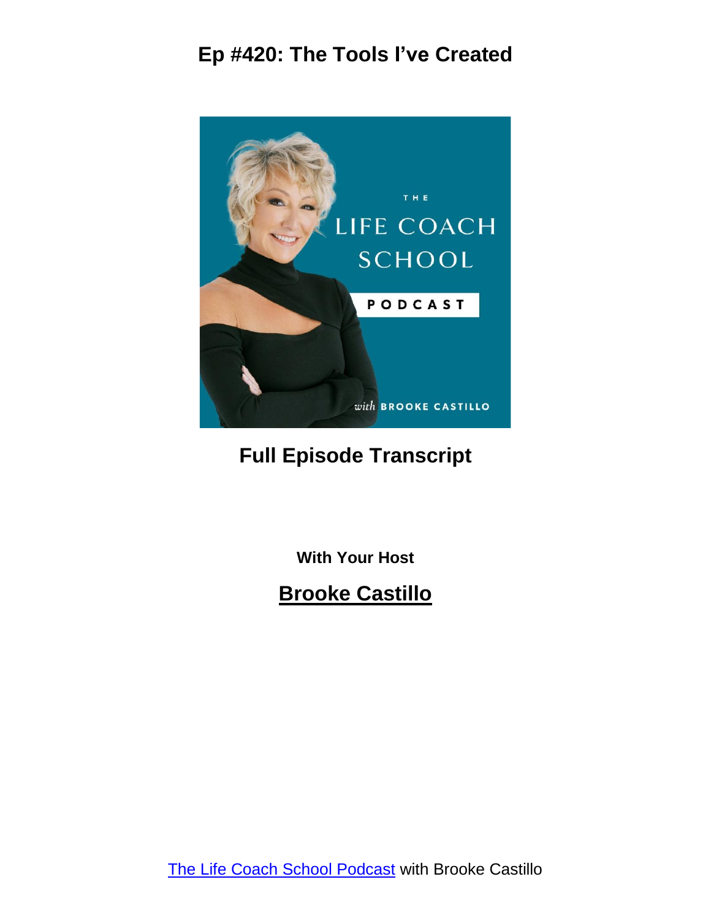# Ep #420: The Tools I've Created

## Full Episode Transcript

**With Your Host**

## Brooke Castillo

The Life Coach School Podcast with Brooke Castillo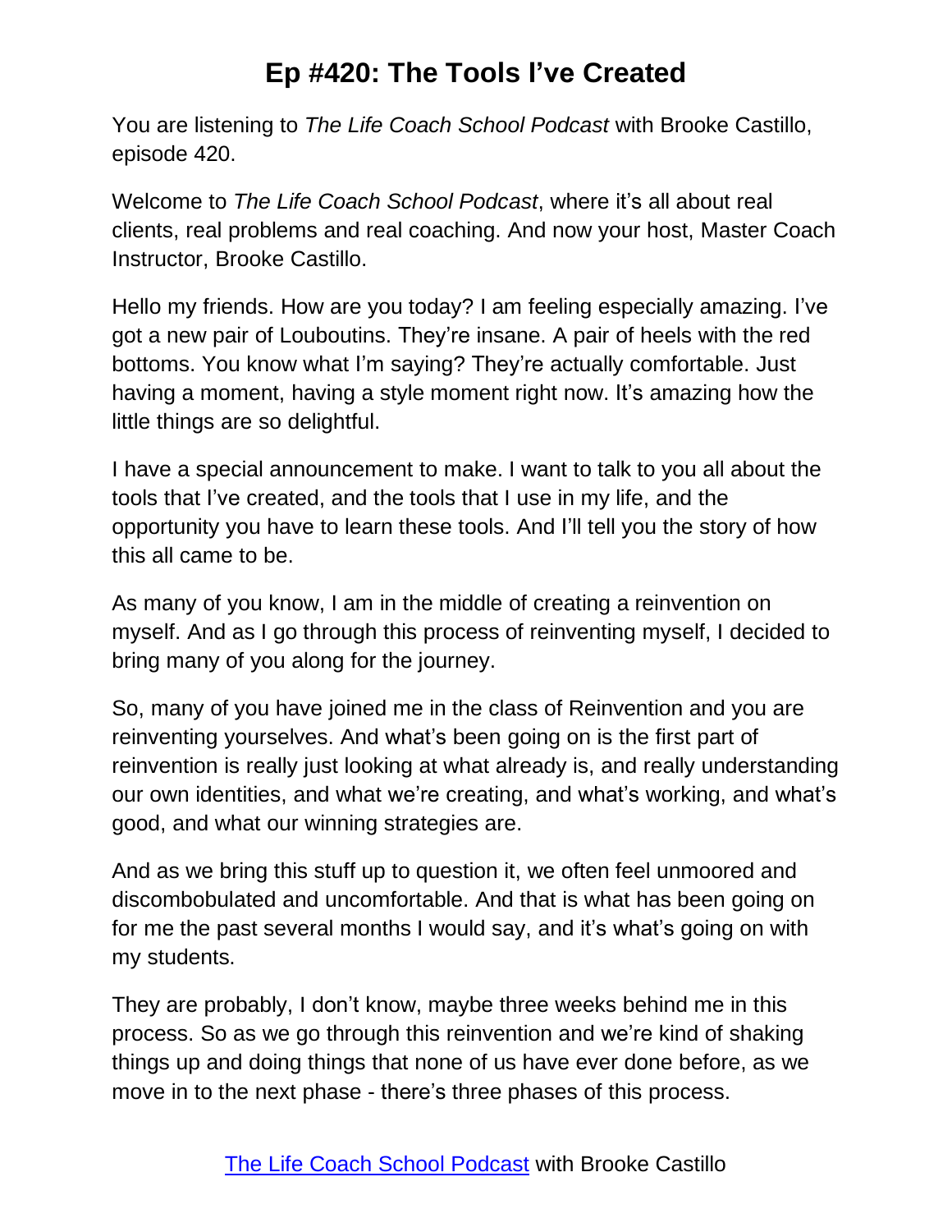# Ep #420: The Tools I've Created

You are listening to *The Life Coach School Podcast* with Brooke Castillo, episode 420.

Welcome to *The Life Coach School Podcast*, where it's all about real clients, real problems and real coaching. And now your host, Master Coach Instructor, Brooke Castillo.

Hello my friends. How are you today? I am feeling especially amazing. I've got a new pair of Louboutins. They're insane. A pair of heels with the red bottoms. You know what I'm saying? They're actually comfortable. Just having a moment, having a style moment right now. It's amazing how the little things are so delightful.

I have a special announcement to make. I want to talk to you all about the tools that I've created, and the tools that I use in my life, and the opportunity you have to learn these tools. And I'll tell you the story of how this all came to be.

As many of you know, I am in the middle of creating a reinvention on myself. And as I go through this process of reinventing myself, I decided to bring many of you along for the journey.

So, many of you have joined me in the class of Reinvention and you are reinventing yourselves. And what's been going on is the first part of reinvention is really just looking at what already is, and really understanding our own identities, and what we're creating, and what's working, and what's good, and what our winning strategies are.

And as we bring this stuff up to question it, we often feel unmoored and discombobulated and uncomfortable. And that is what has been going on for me the past several months I would say, and it's what's going on with my students.

They are probably, I don't know, maybe three weeks behind me in this process. So as we go through this reinvention and we're kind of shaking things up and doing things that none of us have ever done before, as we move in to the next phase - there's three phases of this process.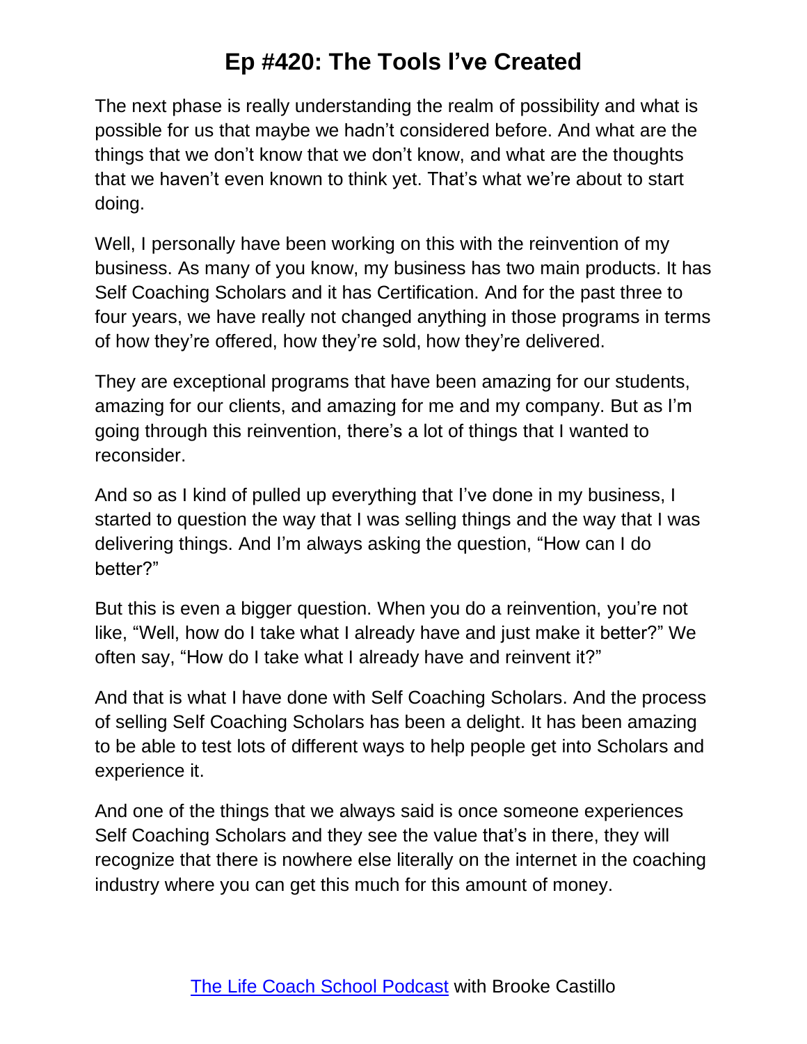The next phase is really understanding the realm of possibility and what is possible for us that maybe we hadn't considered before. And what are the things that we don't know that we don't know, and what are the thoughts that we haven't even known to think yet. That's what we're about to start doing.

Well, I personally have been working on this with the reinvention of my business. As many of you know, my business has two main products. It has Self Coaching Scholars and it has Certification. And for the past three to four years, we have really not changed anything in those programs in terms of how they're offered, how they're sold, how they're delivered.

They are exceptional programs that have been amazing for our students, amazing for our clients, and amazing for me and my company. But as I'm going through this reinvention, there's a lot of things that I wanted to reconsider.

And so as I kind of pulled up everything that I've done in my business, I started to question the way that I was selling things and the way that I was delivering things. And I'm always asking the question, "How can I do better?"

But this is even a bigger question. When you do a reinvention, you're not like, "Well, how do I take what I already have and just make it better?" We often say, "How do I take what I already have and reinvent it?"

And that is what I have done with Self Coaching Scholars. And the process of selling Self Coaching Scholars has been a delight. It has been amazing to be able to test lots of different ways to help people get into Scholars and experience it.

And one of the things that we always said is once someone experiences Self Coaching Scholars and they see the value that's in there, they will recognize that there is nowhere else literally on the internet in the coaching industry where you can get this much for this amount of money.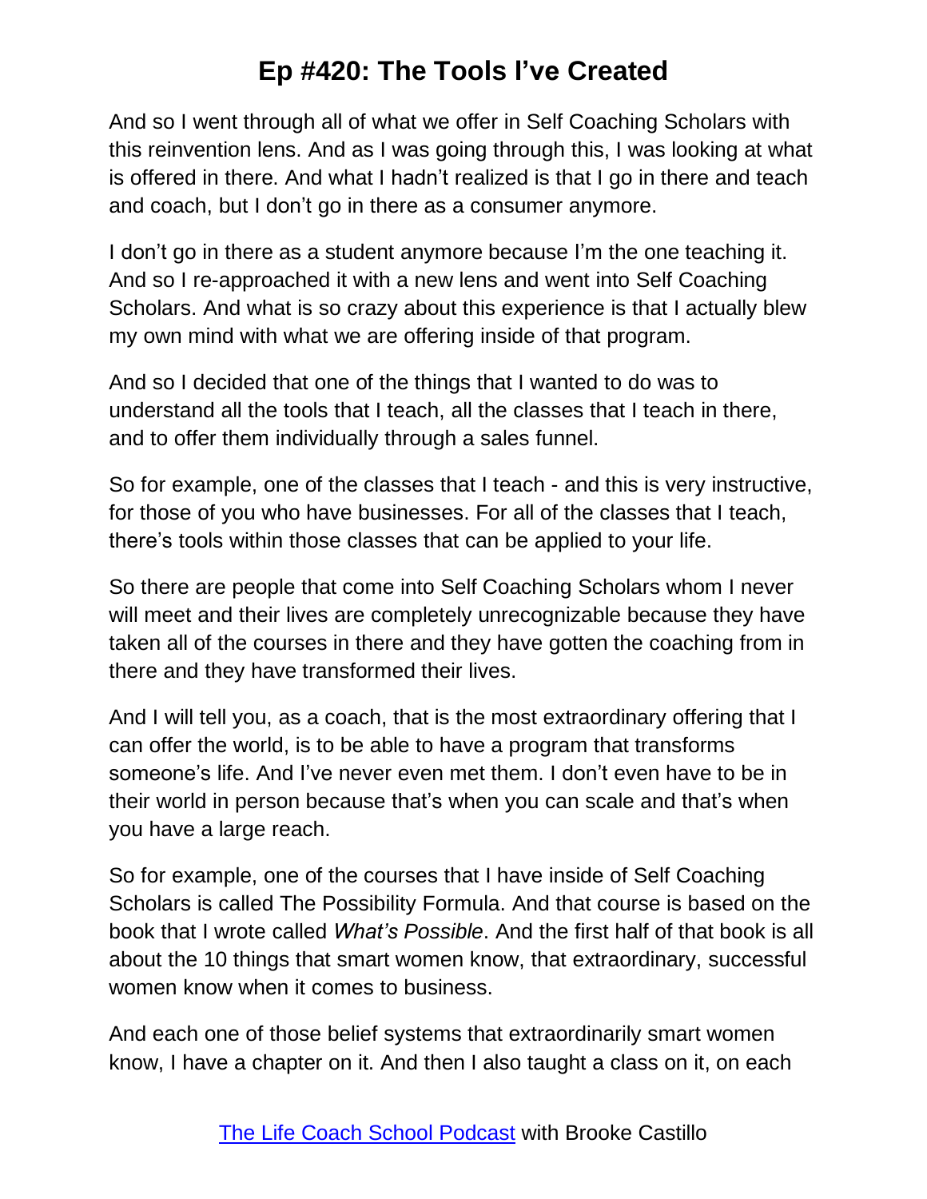And so I went through all of what we offer in Self Coaching Scholars with this reinvention lens. And as I was going through this, I was looking at what is offered in there. And what I hadn't realized is that I go in there and teach and coach, but I don't go in there as a consumer anymore.

I don't go in there as a student anymore because I'm the one teaching it. And so I re-approached it with a new lens and went into Self Coaching Scholars. And what is so crazy about this experience is that I actually blew my own mind with what we are offering inside of that program.

And so I decided that one of the things that I wanted to do was to understand all the tools that I teach, all the classes that I teach in there, and to offer them individually through a sales funnel.

So for example, one of the classes that I teach - and this is very instructive, for those of you who have businesses. For all of the classes that I teach, there's tools within those classes that can be applied to your life.

So there are people that come into Self Coaching Scholars whom I never will meet and their lives are completely unrecognizable because they have taken all of the courses in there and they have gotten the coaching from in there and they have transformed their lives.

And I will tell you, as a coach, that is the most extraordinary offering that I can offer the world, is to be able to have a program that transforms someone's life. And I've never even met them. I don't even have to be in their world in person because that's when you can scale and that's when you have a large reach.

So for example, one of the courses that I have inside of Self Coaching Scholars is called The Possibility Formula. And that course is based on the book that I wrote called *What's Possible*. And the first half of that book is all about the 10 things that smart women know, that extraordinary, successful women know when it comes to business.

And each one of those belief systems that extraordinarily smart women know, I have a chapter on it. And then I also taught a class on it, on each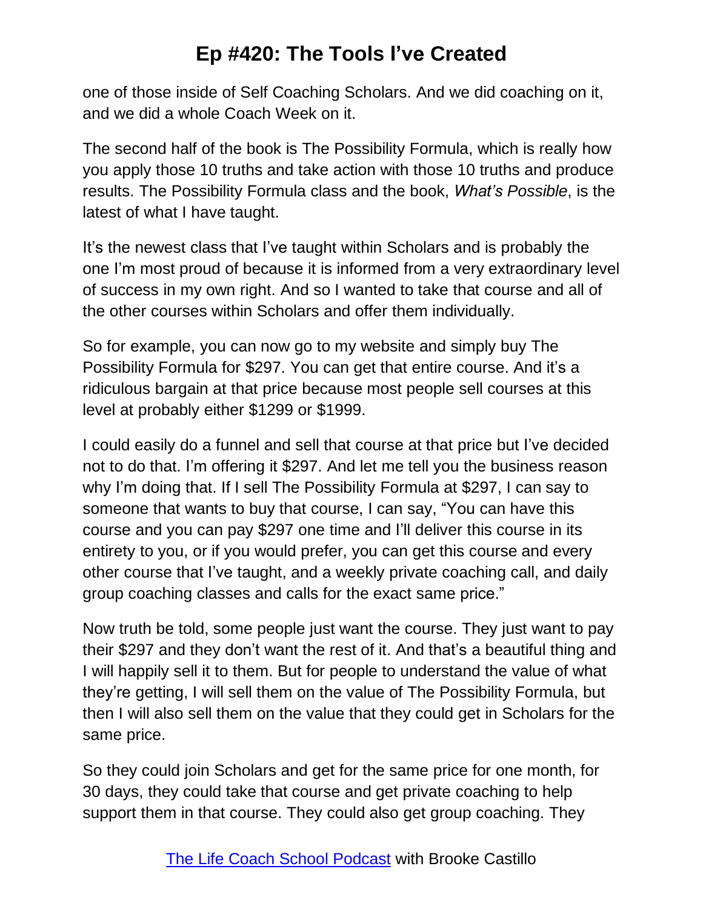one of those inside of Self Coaching Scholars. And we did coaching on it, and we did a whole Coach Week on it.

The second half of the book is The Possibility Formula, which is really how you apply those 10 truths and take action with those 10 truths and produce results. The Possibility Formula class and the book, *What's Possible*, is the latest of what I have taught.

It's the newest class that I've taught within Scholars and is probably the one I'm most proud of because it is informed from a very extraordinary level of success in my own right. And so I wanted to take that course and all of the other courses within Scholars and offer them individually.

So for example, you can now go to my website and simply buy The Possibility Formula for $297. You can get that entire course. And it's a ridiculous bargain at that price because most people sell courses at this level at probably either $1299 or $1999.

I could easily do a funnel and sell that course at that price but I've decided not to do that. I'm offering it $297. And let me tell you the business reason why I'm doing that. If I sell The Possibility Formula at $297, I can say to someone that wants to buy that course, I can say, "You can have this course and you can pay $297 one time and I'll deliver this course in its entirety to you, or if you would prefer, you can get this course and every other course that I've taught, and a weekly private coaching call, and daily group coaching classes and calls for the exact same price."

Now truth be told, some people just want the course. They just want to pay their $297 and they don't want the rest of it. And that's a beautiful thing and I will happily sell it to them. But for people to understand the value of what they're getting, I will sell them on the value of The Possibility Formula, but then I will also sell them on the value that they could get in Scholars for the same price.

So they could join Scholars and get for the same price for one month, for 30 days, they could take that course and get private coaching to help support them in that course. They could also get group coaching. They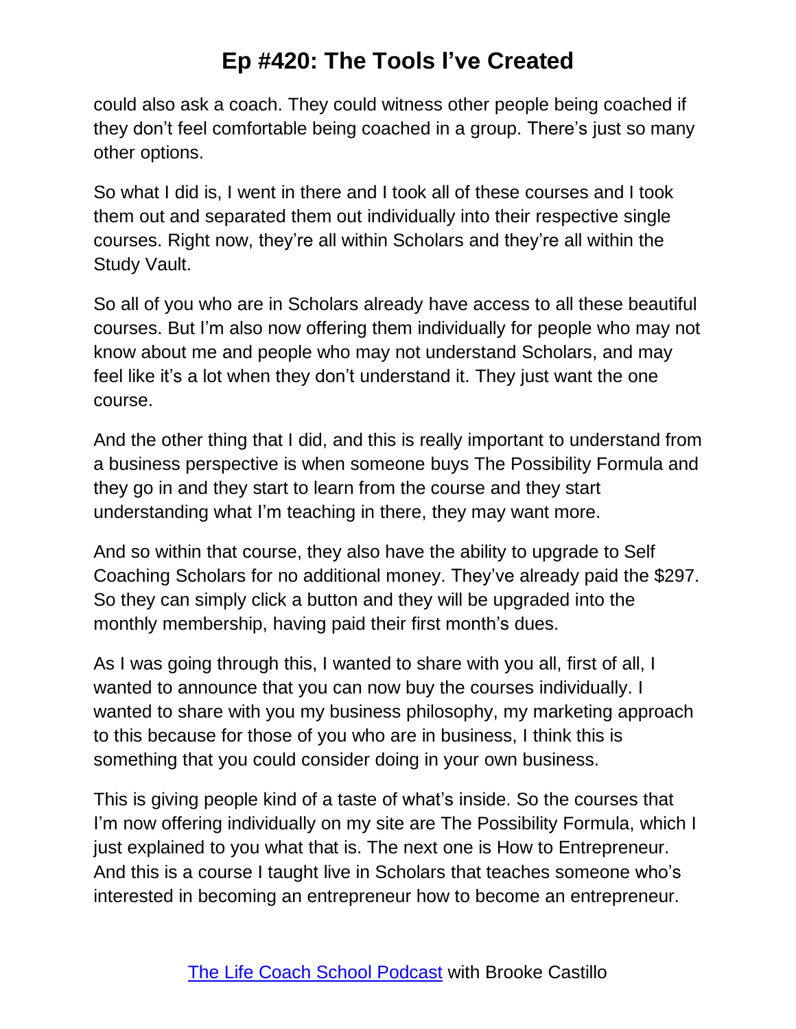could also ask a coach. They could witness other people being coached if they don't feel comfortable being coached in a group. There's just so many other options.

So what I did is, I went in there and I took all of these courses and I took them out and separated them out individually into their respective single courses. Right now, they're all within Scholars and they're all within the Study Vault.

So all of you who are in Scholars already have access to all these beautiful courses. But I'm also now offering them individually for people who may not know about me and people who may not understand Scholars, and may feel like it's a lot when they don't understand it. They just want the one course.

And the other thing that I did, and this is really important to understand from a business perspective is when someone buys The Possibility Formula and they go in and they start to learn from the course and they start understanding what I'm teaching in there, they may want more.

And so within that course, they also have the ability to upgrade to Self Coaching Scholars for no additional money. They've already paid the $297. So they can simply click a button and they will be upgraded into the monthly membership, having paid their first month's dues.

As I was going through this, I wanted to share with you all, first of all, I wanted to announce that you can now buy the courses individually. I wanted to share with you my business philosophy, my marketing approach to this because for those of you who are in business, I think this is something that you could consider doing in your own business.

This is giving people kind of a taste of what's inside. So the courses that I'm now offering individually on my site are The Possibility Formula, which I just explained to you what that is. The next one is How to Entrepreneur. And this is a course I taught live in Scholars that teaches someone who's interested in becoming an entrepreneur how to become an entrepreneur.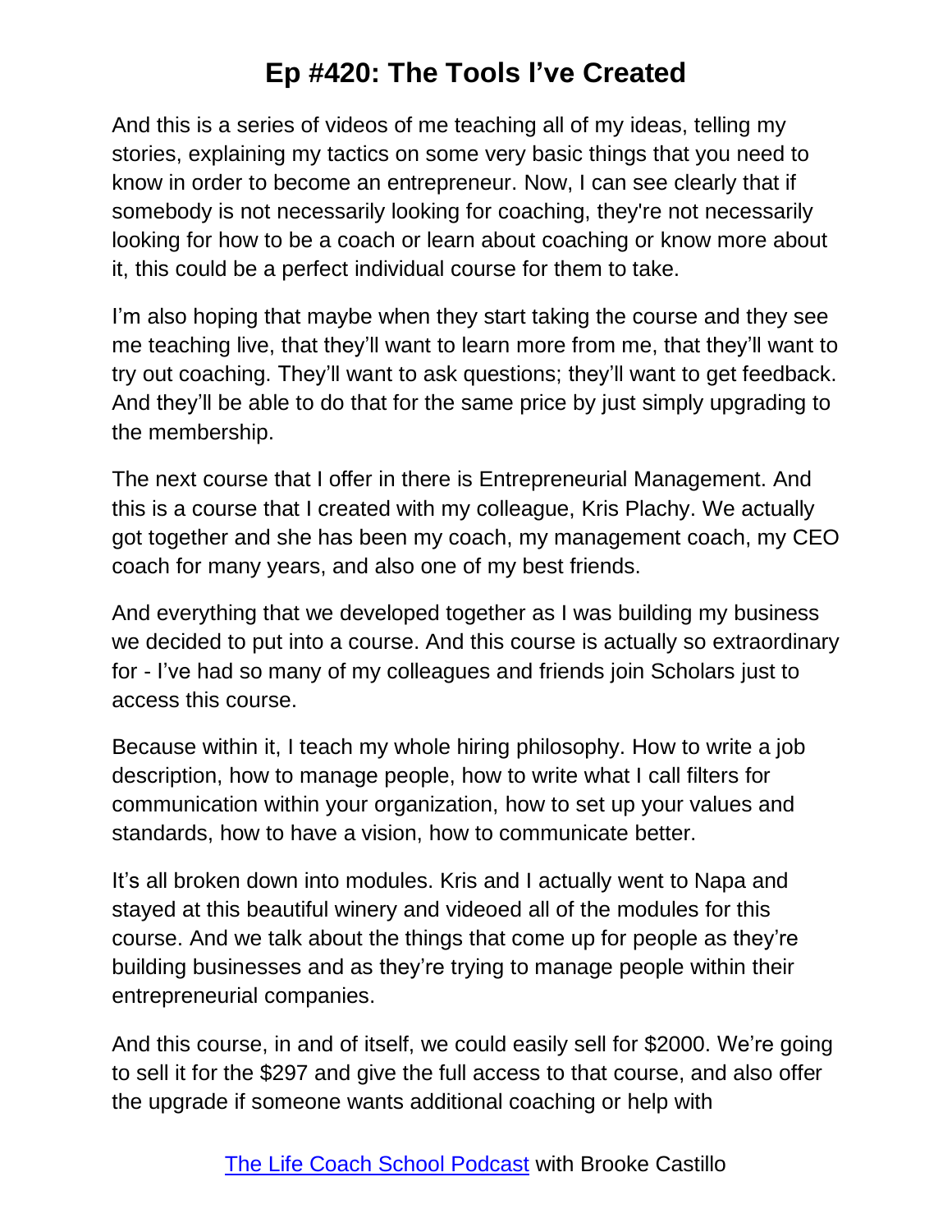And this is a series of videos of me teaching all of my ideas, telling my stories, explaining my tactics on some very basic things that you need to know in order to become an entrepreneur. Now, I can see clearly that if somebody is not necessarily looking for coaching, they're not necessarily looking for how to be a coach or learn about coaching or know more about it, this could be a perfect individual course for them to take.

I'm also hoping that maybe when they start taking the course and they see me teaching live, that they'll want to learn more from me, that they'll want to try out coaching. They'll want to ask questions; they'll want to get feedback. And they'll be able to do that for the same price by just simply upgrading to the membership.

The next course that I offer in there is Entrepreneurial Management. And this is a course that I created with my colleague, Kris Plachy. We actually got together and she has been my coach, my management coach, my CEO coach for many years, and also one of my best friends.

And everything that we developed together as I was building my business we decided to put into a course. And this course is actually so extraordinary for - I've had so many of my colleagues and friends join Scholars just to access this course.

Because within it, I teach my whole hiring philosophy. How to write a job description, how to manage people, how to write what I call filters for communication within your organization, how to set up your values and standards, how to have a vision, how to communicate better.

It's all broken down into modules. Kris and I actually went to Napa and stayed at this beautiful winery and videoed all of the modules for this course. And we talk about the things that come up for people as they're building businesses and as they're trying to manage people within their entrepreneurial companies.

And this course, in and of itself, we could easily sell for $2000. We're going to sell it for the $297 and give the full access to that course, and also offer the upgrade if someone wants additional coaching or help with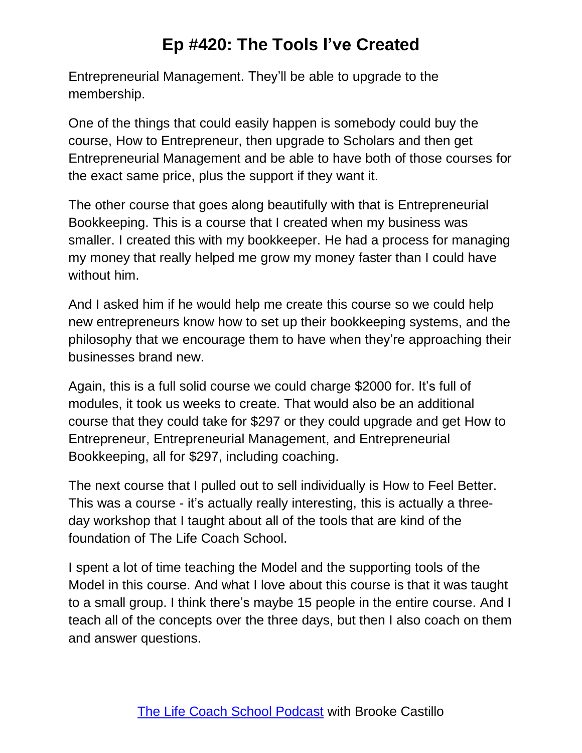Entrepreneurial Management. They'll be able to upgrade to the membership.

One of the things that could easily happen is somebody could buy the course, How to Entrepreneur, then upgrade to Scholars and then get Entrepreneurial Management and be able to have both of those courses for the exact same price, plus the support if they want it.

The other course that goes along beautifully with that is Entrepreneurial Bookkeeping. This is a course that I created when my business was smaller. I created this with my bookkeeper. He had a process for managing my money that really helped me grow my money faster than I could have without him.

And I asked him if he would help me create this course so we could help new entrepreneurs know how to set up their bookkeeping systems, and the philosophy that we encourage them to have when they're approaching their businesses brand new.

Again, this is a full solid course we could charge $2000 for. It's full of modules, it took us weeks to create. That would also be an additional course that they could take for $297 or they could upgrade and get How to Entrepreneur, Entrepreneurial Management, and Entrepreneurial Bookkeeping, all for $297, including coaching.

The next course that I pulled out to sell individually is How to Feel Better. This was a course - it's actually really interesting, this is actually a three-day workshop that I taught about all of the tools that are kind of the foundation of The Life Coach School.

I spent a lot of time teaching the Model and the supporting tools of the Model in this course. And what I love about this course is that it was taught to a small group. I think there's maybe 15 people in the entire course. And I teach all of the concepts over the three days, but then I also coach on them and answer questions.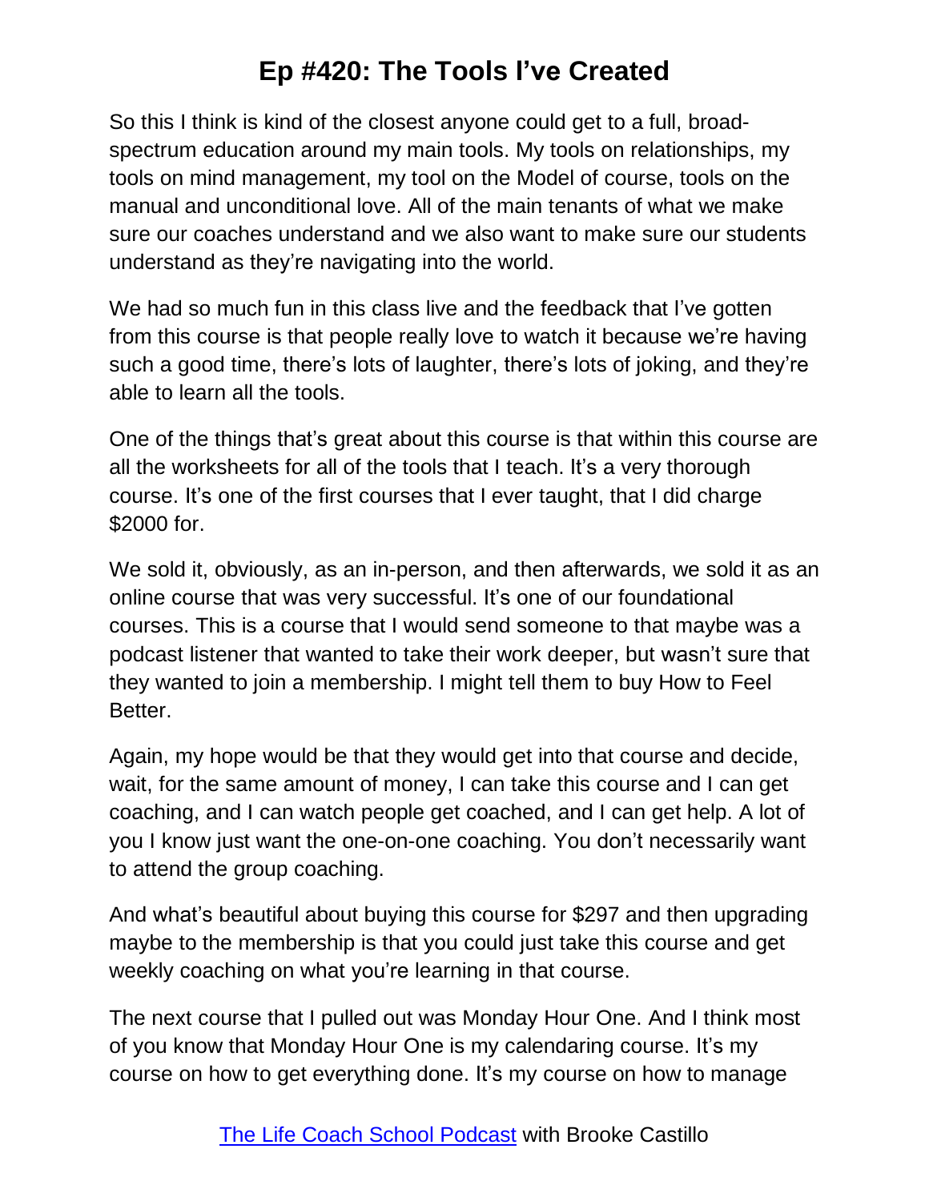So this I think is kind of the closest anyone could get to a full, broad-spectrum education around my main tools. My tools on relationships, my tools on mind management, my tool on the Model of course, tools on the manual and unconditional love. All of the main tenants of what we make sure our coaches understand and we also want to make sure our students understand as they're navigating into the world.

We had so much fun in this class live and the feedback that I've gotten from this course is that people really love to watch it because we're having such a good time, there's lots of laughter, there's lots of joking, and they're able to learn all the tools.

One of the things that's great about this course is that within this course are all the worksheets for all of the tools that I teach. It's a very thorough course. It's one of the first courses that I ever taught, that I did charge $2000 for.

We sold it, obviously, as an in-person, and then afterwards, we sold it as an online course that was very successful. It's one of our foundational courses. This is a course that I would send someone to that maybe was a podcast listener that wanted to take their work deeper, but wasn't sure that they wanted to join a membership. I might tell them to buy How to Feel Better.

Again, my hope would be that they would get into that course and decide, wait, for the same amount of money, I can take this course and I can get coaching, and I can watch people get coached, and I can get help. A lot of you I know just want the one-on-one coaching. You don't necessarily want to attend the group coaching.

And what's beautiful about buying this course for $297 and then upgrading maybe to the membership is that you could just take this course and get weekly coaching on what you're learning in that course.

The next course that I pulled out was Monday Hour One. And I think most of you know that Monday Hour One is my calendaring course. It's my course on how to get everything done. It's my course on how to manage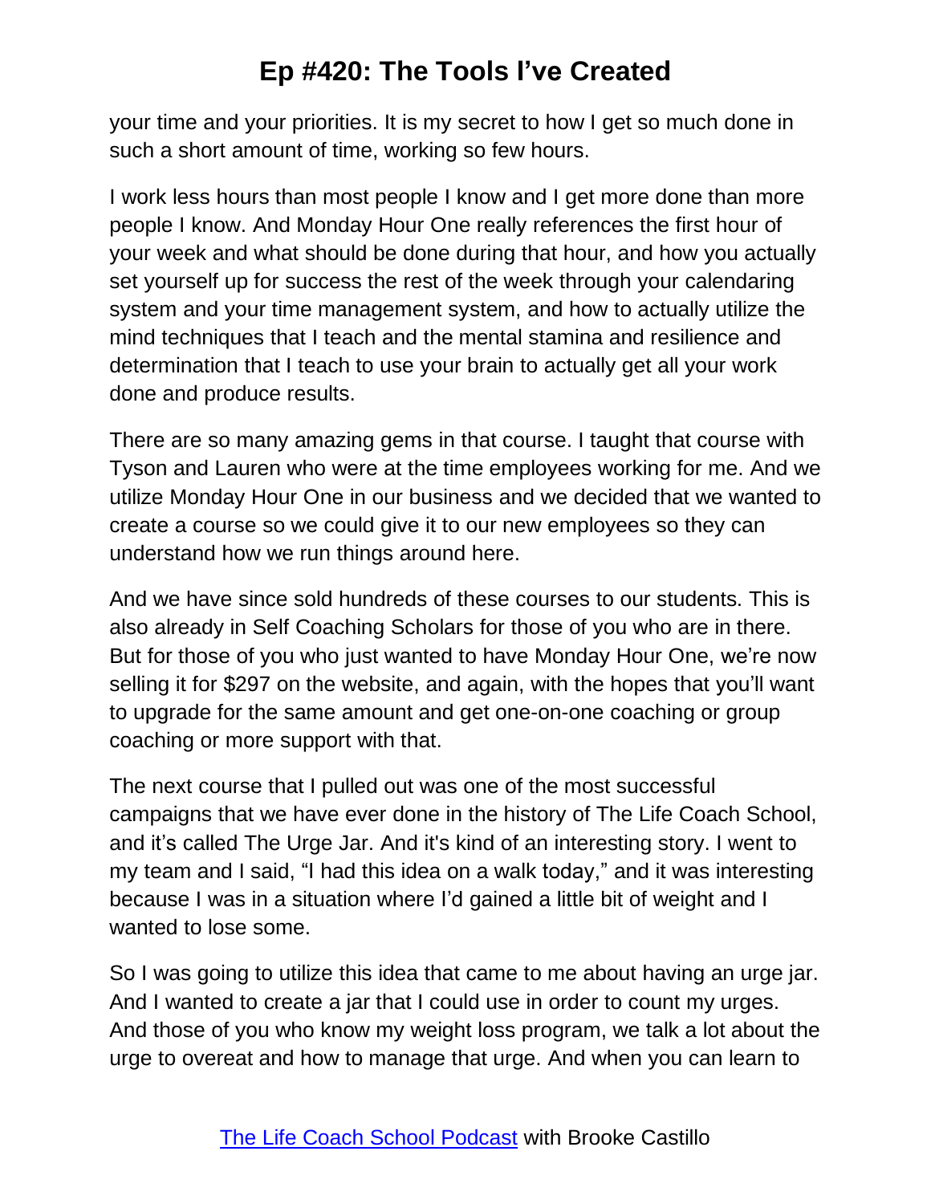your time and your priorities. It is my secret to how I get so much done in such a short amount of time, working so few hours.

I work less hours than most people I know and I get more done than more people I know. And Monday Hour One really references the first hour of your week and what should be done during that hour, and how you actually set yourself up for success the rest of the week through your calendaring system and your time management system, and how to actually utilize the mind techniques that I teach and the mental stamina and resilience and determination that I teach to use your brain to actually get all your work done and produce results.

There are so many amazing gems in that course. I taught that course with Tyson and Lauren who were at the time employees working for me. And we utilize Monday Hour One in our business and we decided that we wanted to create a course so we could give it to our new employees so they can understand how we run things around here.

And we have since sold hundreds of these courses to our students. This is also already in Self Coaching Scholars for those of you who are in there. But for those of you who just wanted to have Monday Hour One, we're now selling it for $297 on the website, and again, with the hopes that you'll want to upgrade for the same amount and get one-on-one coaching or group coaching or more support with that.

The next course that I pulled out was one of the most successful campaigns that we have ever done in the history of The Life Coach School, and it's called The Urge Jar. And it's kind of an interesting story. I went to my team and I said, "I had this idea on a walk today," and it was interesting because I was in a situation where I'd gained a little bit of weight and I wanted to lose some.

So I was going to utilize this idea that came to me about having an urge jar. And I wanted to create a jar that I could use in order to count my urges. And those of you who know my weight loss program, we talk a lot about the urge to overeat and how to manage that urge. And when you can learn to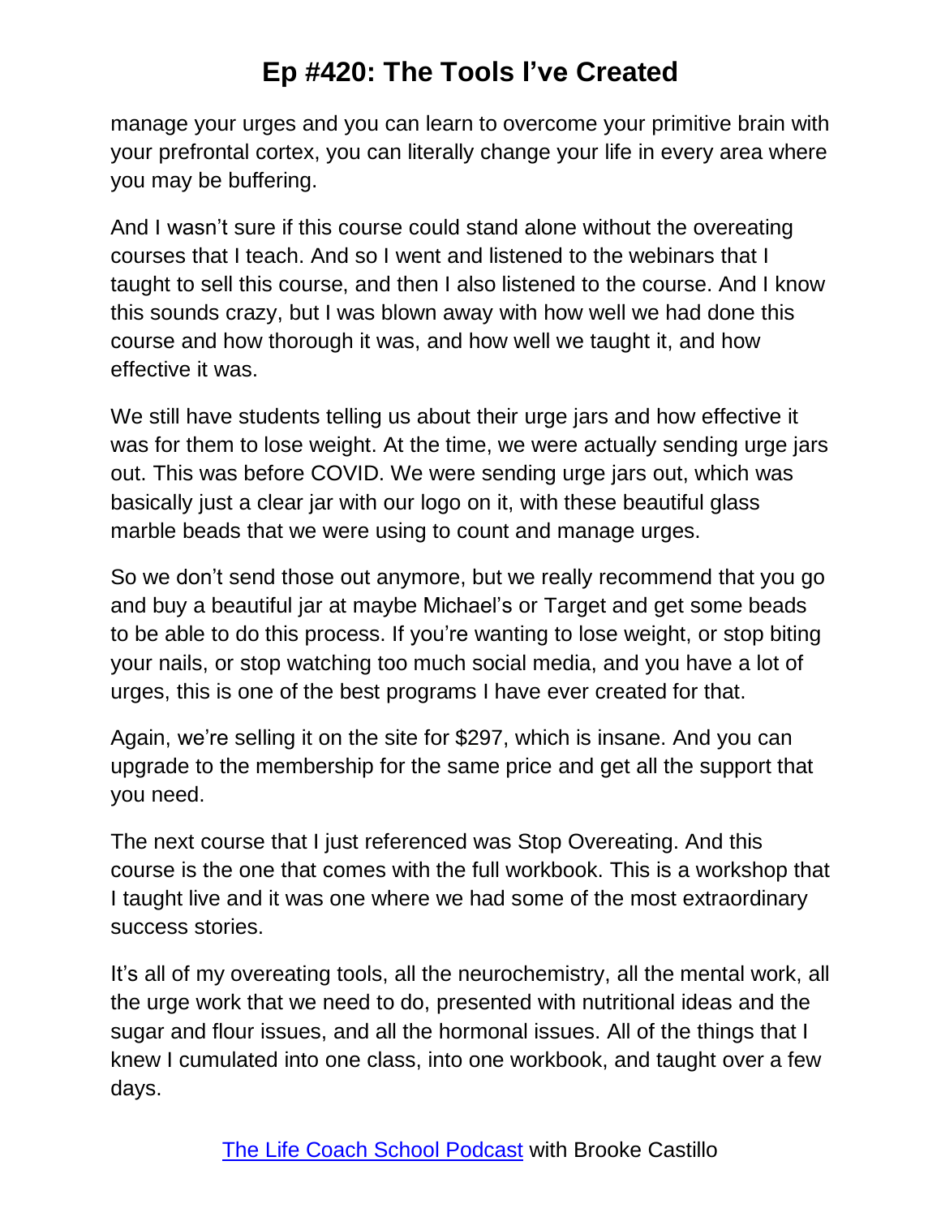manage your urges and you can learn to overcome your primitive brain with your prefrontal cortex, you can literally change your life in every area where you may be buffering.

And I wasn't sure if this course could stand alone without the overeating courses that I teach. And so I went and listened to the webinars that I taught to sell this course, and then I also listened to the course. And I know this sounds crazy, but I was blown away with how well we had done this course and how thorough it was, and how well we taught it, and how effective it was.

We still have students telling us about their urge jars and how effective it was for them to lose weight. At the time, we were actually sending urge jars out. This was before COVID. We were sending urge jars out, which was basically just a clear jar with our logo on it, with these beautiful glass marble beads that we were using to count and manage urges.

So we don't send those out anymore, but we really recommend that you go and buy a beautiful jar at maybe Michael's or Target and get some beads to be able to do this process. If you're wanting to lose weight, or stop biting your nails, or stop watching too much social media, and you have a lot of urges, this is one of the best programs I have ever created for that.

Again, we're selling it on the site for $297, which is insane. And you can upgrade to the membership for the same price and get all the support that you need.

The next course that I just referenced was Stop Overeating. And this course is the one that comes with the full workbook. This is a workshop that I taught live and it was one where we had some of the most extraordinary success stories.

It's all of my overeating tools, all the neurochemistry, all the mental work, all the urge work that we need to do, presented with nutritional ideas and the sugar and flour issues, and all the hormonal issues. All of the things that I knew I cumulated into one class, into one workbook, and taught over a few days.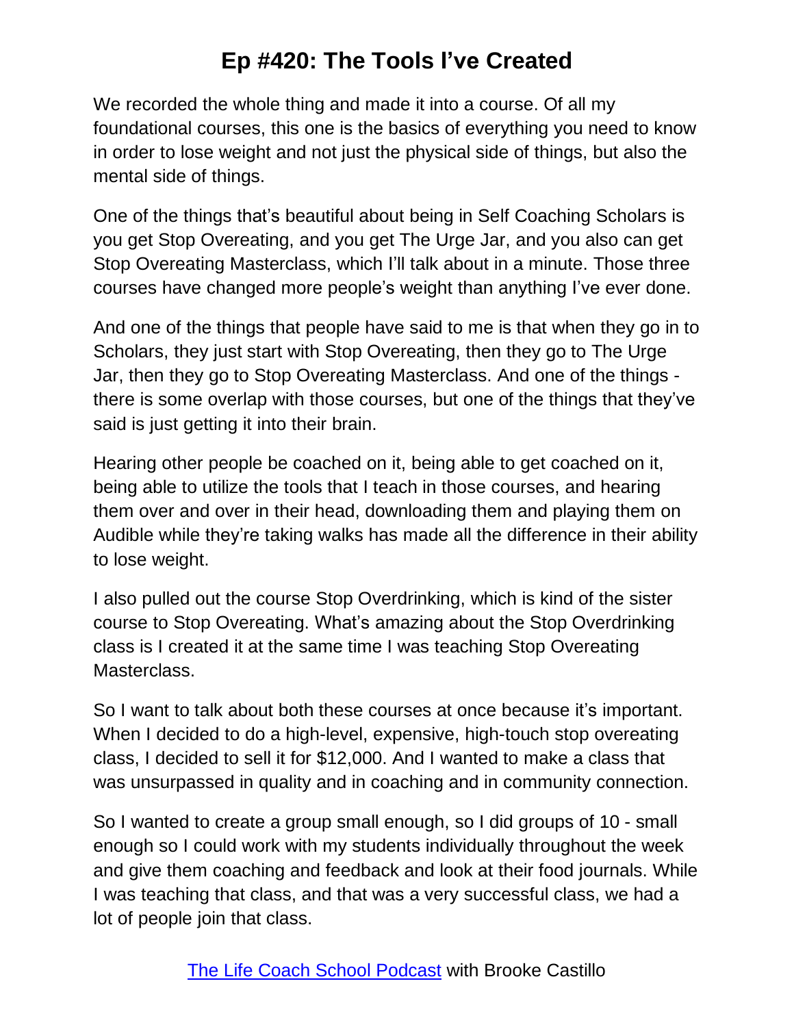We recorded the whole thing and made it into a course. Of all my foundational courses, this one is the basics of everything you need to know in order to lose weight and not just the physical side of things, but also the mental side of things.

One of the things that's beautiful about being in Self Coaching Scholars is you get Stop Overeating, and you get The Urge Jar, and you also can get Stop Overeating Masterclass, which I'll talk about in a minute. Those three courses have changed more people's weight than anything I've ever done.

And one of the things that people have said to me is that when they go in to Scholars, they just start with Stop Overeating, then they go to The Urge Jar, then they go to Stop Overeating Masterclass. And one of the things - there is some overlap with those courses, but one of the things that they've said is just getting it into their brain.

Hearing other people be coached on it, being able to get coached on it, being able to utilize the tools that I teach in those courses, and hearing them over and over in their head, downloading them and playing them on Audible while they're taking walks has made all the difference in their ability to lose weight.

I also pulled out the course Stop Overdrinking, which is kind of the sister course to Stop Overeating. What's amazing about the Stop Overdrinking class is I created it at the same time I was teaching Stop Overeating Masterclass.

So I want to talk about both these courses at once because it's important. When I decided to do a high-level, expensive, high-touch stop overeating class, I decided to sell it for $12,000. And I wanted to make a class that was unsurpassed in quality and in coaching and in community connection.

So I wanted to create a group small enough, so I did groups of 10 - small enough so I could work with my students individually throughout the week and give them coaching and feedback and look at their food journals. While I was teaching that class, and that was a very successful class, we had a lot of people join that class.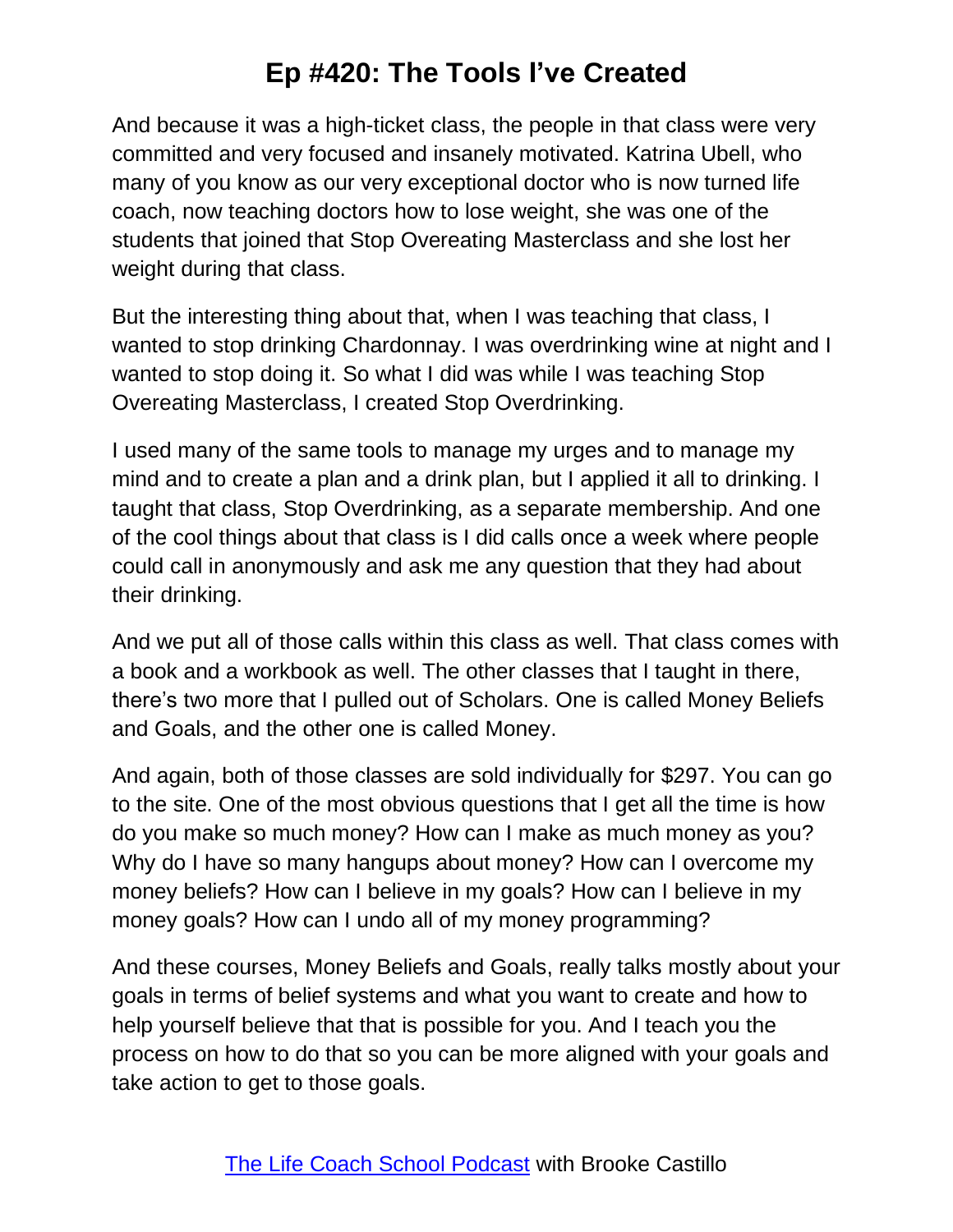And because it was a high-ticket class, the people in that class were very committed and very focused and insanely motivated. Katrina Ubell, who many of you know as our very exceptional doctor who is now turned life coach, now teaching doctors how to lose weight, she was one of the students that joined that Stop Overeating Masterclass and she lost her weight during that class.

But the interesting thing about that, when I was teaching that class, I wanted to stop drinking Chardonnay. I was overdrinking wine at night and I wanted to stop doing it. So what I did was while I was teaching Stop Overeating Masterclass, I created Stop Overdrinking.

I used many of the same tools to manage my urges and to manage my mind and to create a plan and a drink plan, but I applied it all to drinking. I taught that class, Stop Overdrinking, as a separate membership. And one of the cool things about that class is I did calls once a week where people could call in anonymously and ask me any question that they had about their drinking.

And we put all of those calls within this class as well. That class comes with a book and a workbook as well. The other classes that I taught in there, there's two more that I pulled out of Scholars. One is called Money Beliefs and Goals, and the other one is called Money.

And again, both of those classes are sold individually for $297. You can go to the site. One of the most obvious questions that I get all the time is how do you make so much money? How can I make as much money as you? Why do I have so many hangups about money? How can I overcome my money beliefs? How can I believe in my goals? How can I believe in my money goals? How can I undo all of my money programming?

And these courses, Money Beliefs and Goals, really talks mostly about your goals in terms of belief systems and what you want to create and how to help yourself believe that that is possible for you. And I teach you the process on how to do that so you can be more aligned with your goals and take action to get to those goals.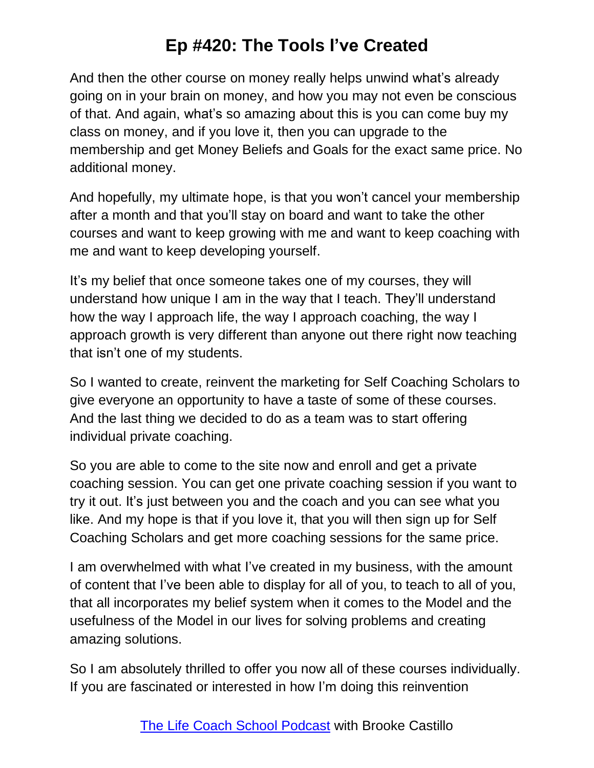And then the other course on money really helps unwind what's already going on in your brain on money, and how you may not even be conscious of that. And again, what's so amazing about this is you can come buy my class on money, and if you love it, then you can upgrade to the membership and get Money Beliefs and Goals for the exact same price. No additional money.

And hopefully, my ultimate hope, is that you won't cancel your membership after a month and that you'll stay on board and want to take the other courses and want to keep growing with me and want to keep coaching with me and want to keep developing yourself.

It's my belief that once someone takes one of my courses, they will understand how unique I am in the way that I teach. They'll understand how the way I approach life, the way I approach coaching, the way I approach growth is very different than anyone out there right now teaching that isn't one of my students.

So I wanted to create, reinvent the marketing for Self Coaching Scholars to give everyone an opportunity to have a taste of some of these courses. And the last thing we decided to do as a team was to start offering individual private coaching.

So you are able to come to the site now and enroll and get a private coaching session. You can get one private coaching session if you want to try it out. It's just between you and the coach and you can see what you like. And my hope is that if you love it, that you will then sign up for Self Coaching Scholars and get more coaching sessions for the same price.

I am overwhelmed with what I've created in my business, with the amount of content that I've been able to display for all of you, to teach to all of you, that all incorporates my belief system when it comes to the Model and the usefulness of the Model in our lives for solving problems and creating amazing solutions.

So I am absolutely thrilled to offer you now all of these courses individually. If you are fascinated or interested in how I'm doing this reinvention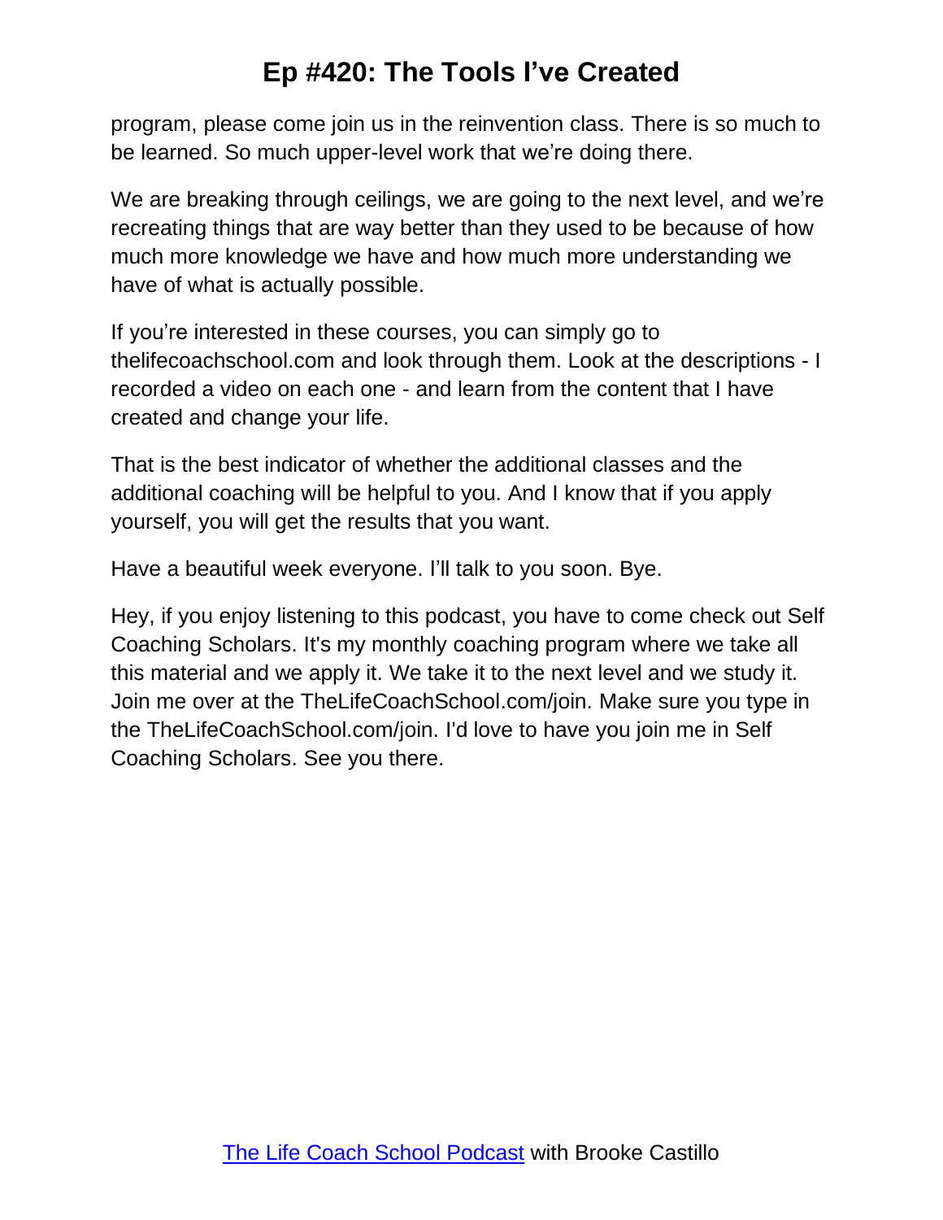program, please come join us in the reinvention class. There is so much to be learned. So much upper-level work that we're doing there.

We are breaking through ceilings, we are going to the next level, and we're recreating things that are way better than they used to be because of how much more knowledge we have and how much more understanding we have of what is actually possible.

If you're interested in these courses, you can simply go to thelifecoachschool.com and look through them. Look at the descriptions - I recorded a video on each one - and learn from the content that I have created and change your life.

That is the best indicator of whether the additional classes and the additional coaching will be helpful to you. And I know that if you apply yourself, you will get the results that you want.

Have a beautiful week everyone. I'll talk to you soon. Bye.

Hey, if you enjoy listening to this podcast, you have to come check out Self Coaching Scholars. It's my monthly coaching program where we take all this material and we apply it. We take it to the next level and we study it. Join me over at the TheLifeCoachSchool.com/join. Make sure you type in the TheLifeCoachSchool.com/join. I'd love to have you join me in Self Coaching Scholars. See you there.